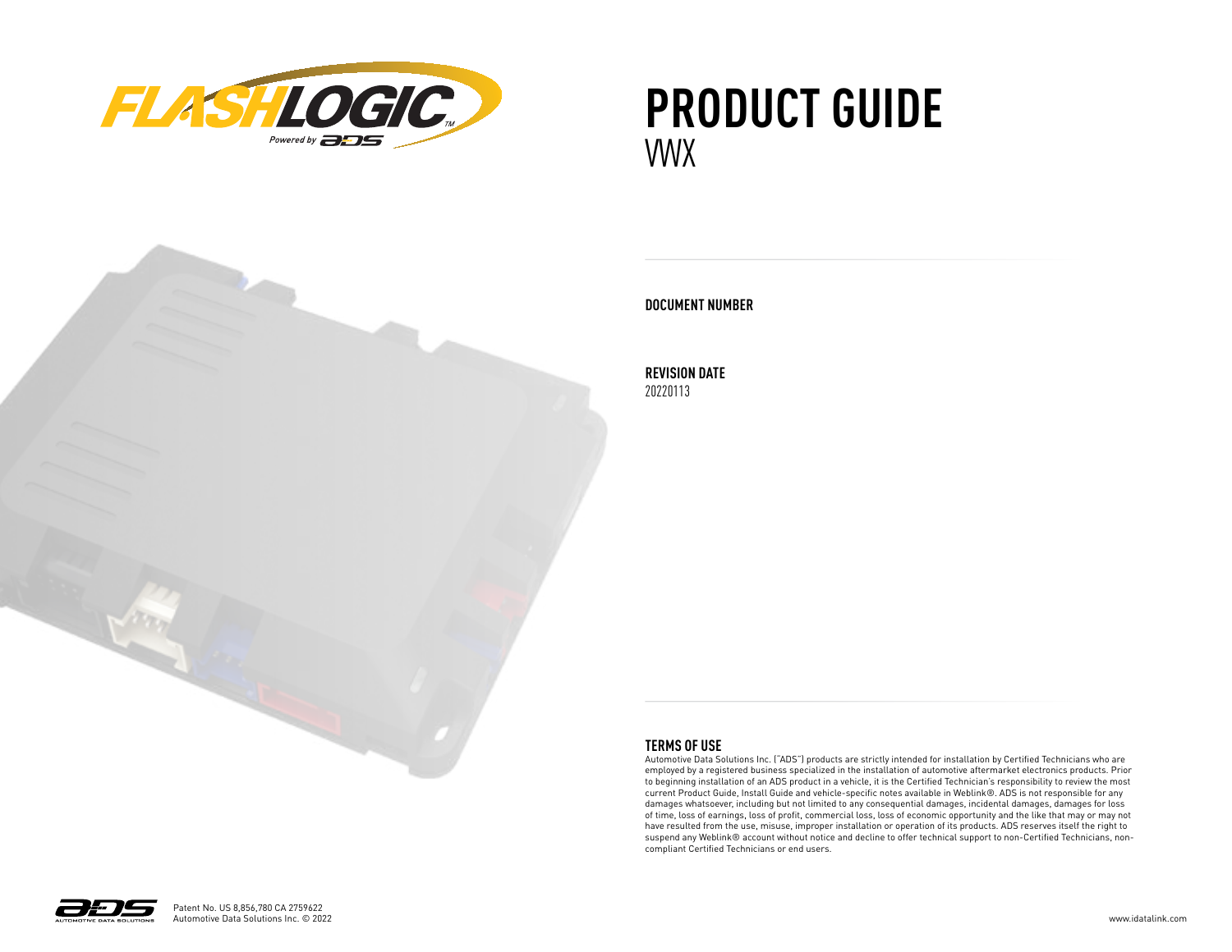# PRODUCT GUIDE

VWX

**DOCUMENT NUMBER**

**REVISION DATE**

20220113

**TERMS OF USE**

Automotive Data Solutions Inc. ("ADS") products are strictly intended for installation by Certified Technicians who are employed by a registered business specialized in the installation of automotive aftermarket electronics products. Prior to beginning installation of an ADS product in a vehicle, it is the Certified Technician's responsibility to review the most current Product Guide, Install Guide and vehicle-specific notes available in Weblink®. ADS is not responsible for any damages whatsoever, including but not limited to any consequential damages, incidental damages, damages for loss of time, loss of earnings, loss of profit, commercial loss, loss of economic opportunity and the like that may or may not have resulted from the use, misuse, improper installation or operation of its products. ADS reserves itself the right to suspend any Weblink® account without notice and decline to offer technical support to non-Certified Technicians, non-compliant Certified Technicians or end users.

Patent No. US 8,856,780 CA 2759622
Automotive Data Solutions Inc. © 2022

www.idatalink.com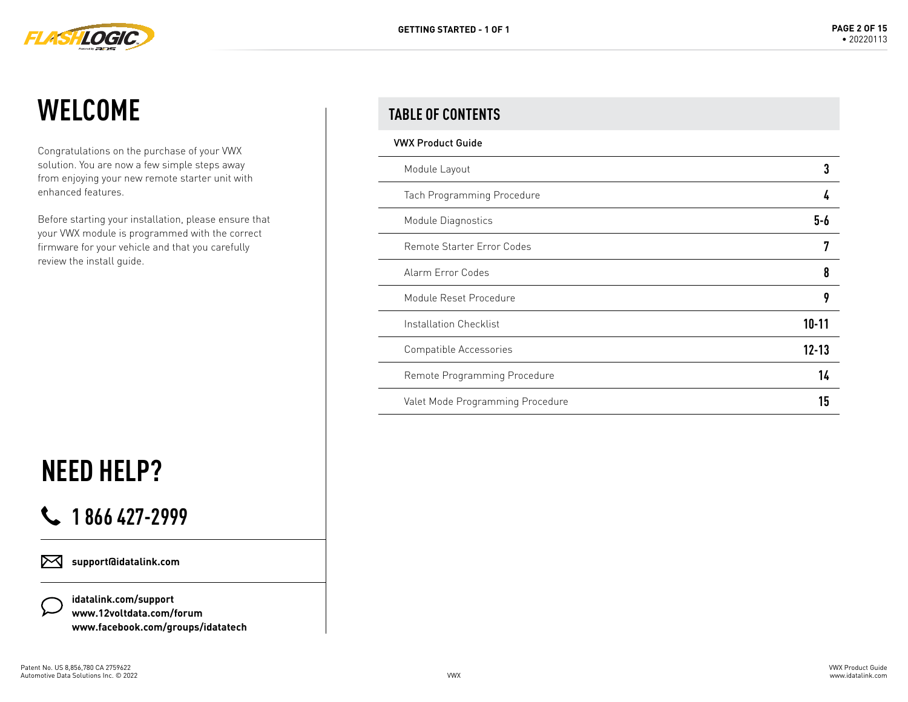# WELCOME

Congratulations on the purchase of your VWX solution. You are now a few simple steps away from enjoying your new remote starter unit with enhanced features.

Before starting your installation, please ensure that your VWX module is programmed with the correct firmware for your vehicle and that you carefully review the install guide.

# NEED HELP?

## 1 866 427-2999

**support@idatalink.com**

**idatalink.com/support**
**www.12voltdata.com/forum**
**www.facebook.com/groups/idatatech**

## TABLE OF CONTENTS

**VWX Product Guide**

| Section | Page |
|---|---|
| Module Layout | 3 |
| Tach Programming Procedure | 4 |
| Module Diagnostics | 5-6 |
| Remote Starter Error Codes | 7 |
| Alarm Error Codes | 8 |
| Module Reset Procedure | 9 |
| Installation Checklist | 10-11 |
| Compatible Accessories | 12-13 |
| Remote Programming Procedure | 14 |
| Valet Mode Programming Procedure | 15 |

Patent No. US 8,856,780 CA 2759622
Automotive Data Solutions Inc. © 2022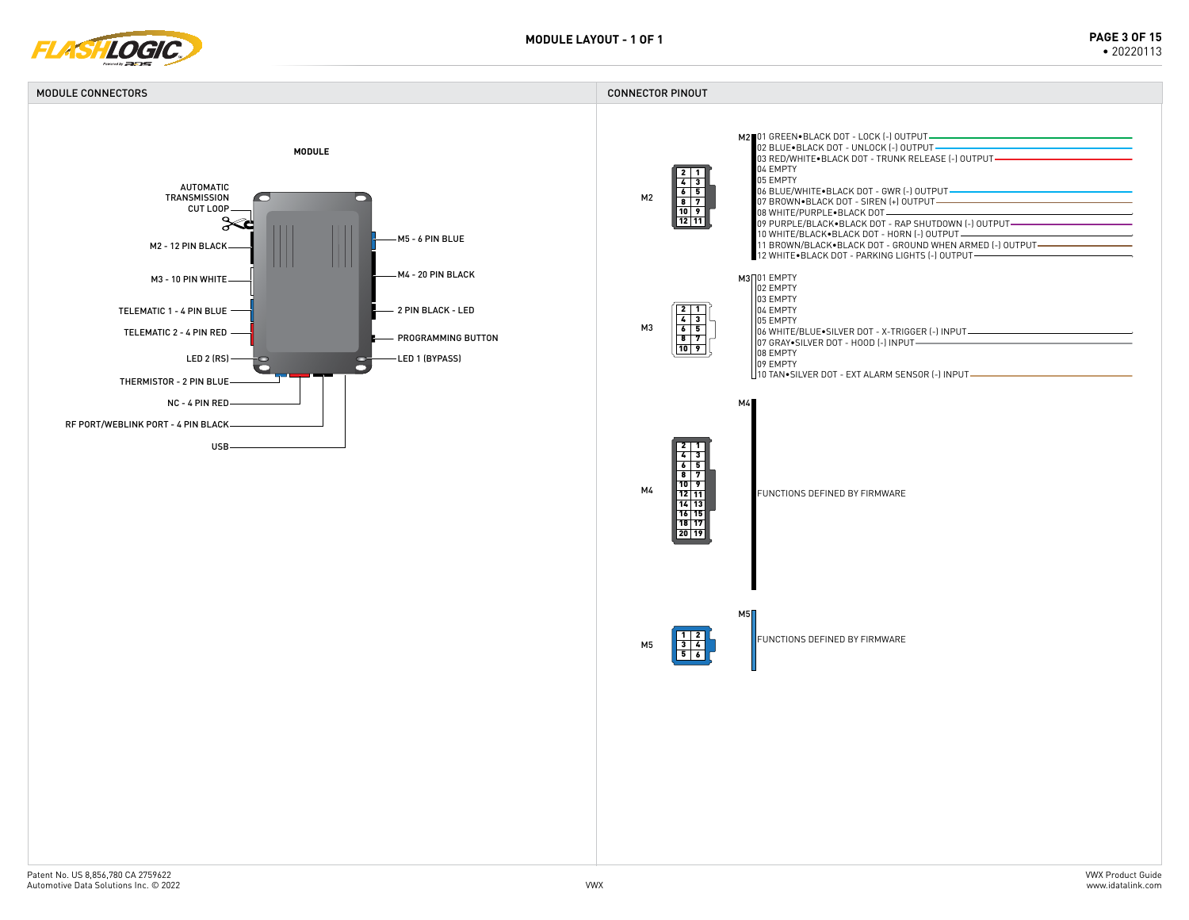# MODULE LAYOUT - 1 OF 1

## MODULE CONNECTORS

**MODULE**

- AUTOMATIC TRANSMISSION CUT LOOP
- M2 - 12 PIN BLACK
- M3 - 10 PIN WHITE
- TELEMATIC 1 - 4 PIN BLUE
- TELEMATIC 2 - 4 PIN RED
- LED 2 (RS)
- THERMISTOR - 2 PIN BLUE
- NC - 4 PIN RED
- RF PORT/WEBLINK PORT - 4 PIN BLACK
- USB
- M5 - 6 PIN BLUE
- M4 - 20 PIN BLACK
- 2 PIN BLACK - LED
- PROGRAMMING BUTTON
- LED 1 (BYPASS)

## CONNECTOR PINOUT

**M2**

- 01 GREEN•BLACK DOT - LOCK (-) OUTPUT
- 02 BLUE•BLACK DOT - UNLOCK (-) OUTPUT
- 03 RED/WHITE•BLACK DOT - TRUNK RELEASE (-) OUTPUT
- 04 EMPTY
- 05 EMPTY
- 06 BLUE/WHITE•BLACK DOT - GWR (-) OUTPUT
- 07 BROWN•BLACK DOT - SIREN (+) OUTPUT
- 08 WHITE/PURPLE•BLACK DOT
- 09 PURPLE/BLACK•BLACK DOT - RAP SHUTDOWN (-) OUTPUT
- 10 WHITE/BLACK•BLACK DOT - HORN (-) OUTPUT
- 11 BROWN/BLACK•BLACK DOT - GROUND WHEN ARMED (-) OUTPUT
- 12 WHITE•BLACK DOT - PARKING LIGHTS (-) OUTPUT

**M3**

- 01 EMPTY
- 02 EMPTY
- 03 EMPTY
- 04 EMPTY
- 05 EMPTY
- 06 WHITE/BLUE•SILVER DOT - X-TRIGGER (-) INPUT
- 07 GRAY•SILVER DOT - HOOD (-) INPUT
- 08 EMPTY
- 09 EMPTY
- 10 TAN•SILVER DOT - EXT ALARM SENSOR (-) INPUT

**M4**

FUNCTIONS DEFINED BY FIRMWARE

**M5**

FUNCTIONS DEFINED BY FIRMWARE

Patent No. US 8,856,780 CA 2759622
Automotive Data Solutions Inc. © 2022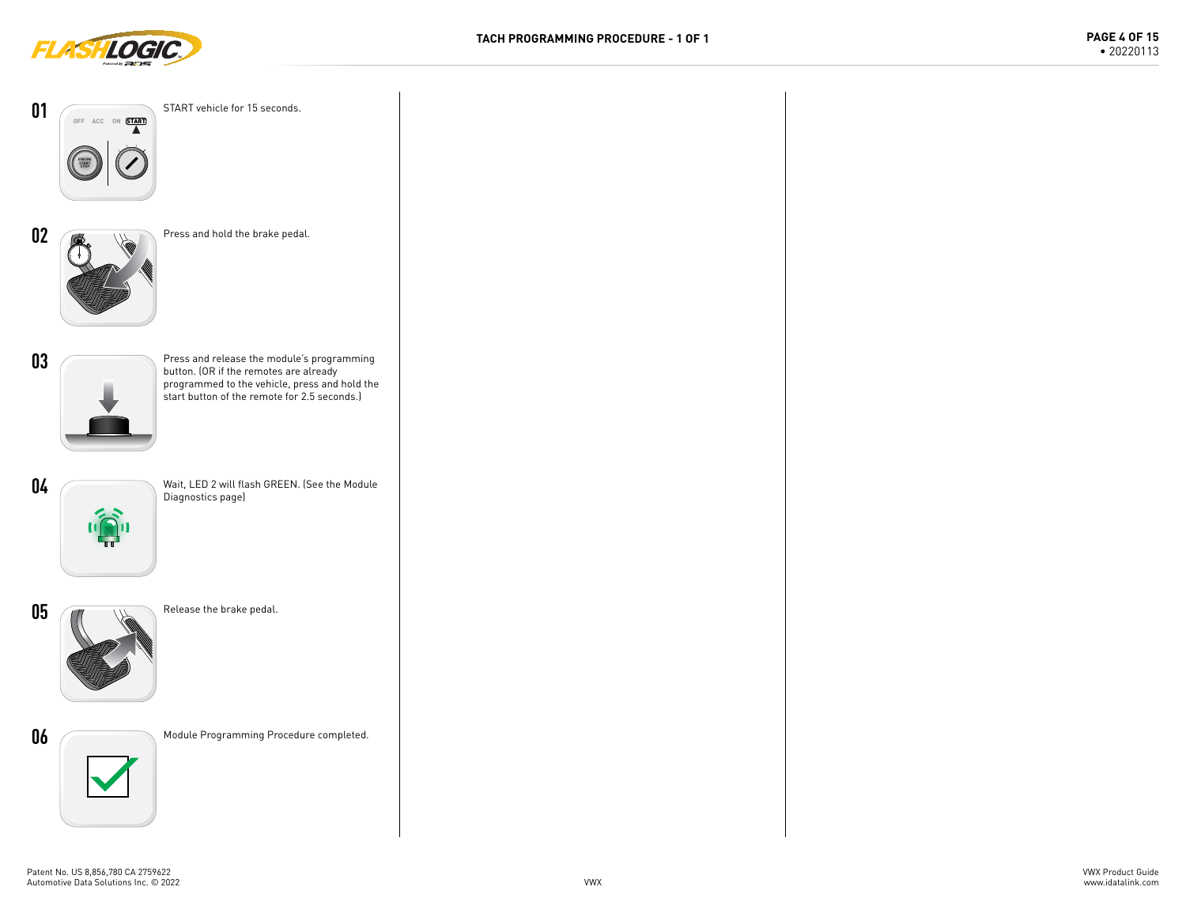# TACH PROGRAMMING PROCEDURE - 1 OF 1

**01** START vehicle for 15 seconds.

**02** Press and hold the brake pedal.

**03** Press and release the module's programming button. (OR if the remotes are already programmed to the vehicle, press and hold the start button of the remote for 2.5 seconds.)

**04** Wait, LED 2 will flash GREEN. (See the Module Diagnostics page)

**05** Release the brake pedal.

**06** Module Programming Procedure completed.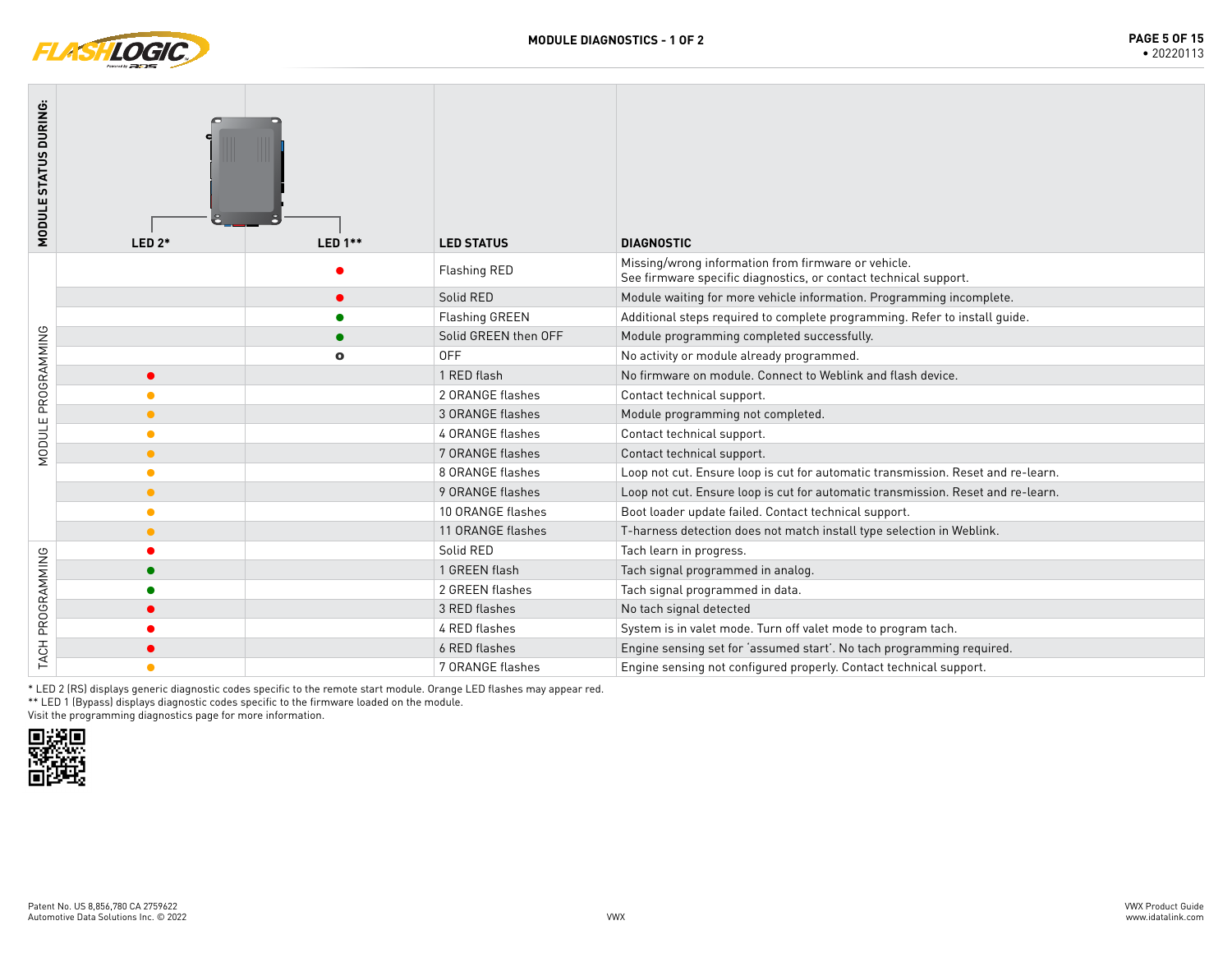# MODULE DIAGNOSTICS - 1 OF 2

| MODULE STATUS DURING: | LED 2* | LED 1** | LED STATUS | DIAGNOSTIC |
|---|---|---|---|---|
| MODULE PROGRAMMING | | ● (red) | Flashing RED | Missing/wrong information from firmware or vehicle. See firmware specific diagnostics, or contact technical support. |
| | | ● (red) | Solid RED | Module waiting for more vehicle information. Programming incomplete. |
| | | ● (green) | Flashing GREEN | Additional steps required to complete programming. Refer to install guide. |
| | | ● (green) | Solid GREEN then OFF | Module programming completed successfully. |
| | | o | OFF | No activity or module already programmed. |
| | ● (red) | | 1 RED flash | No firmware on module. Connect to Weblink and flash device. |
| | ● (orange) | | 2 ORANGE flashes | Contact technical support. |
| | ● (orange) | | 3 ORANGE flashes | Module programming not completed. |
| | ● (orange) | | 4 ORANGE flashes | Contact technical support. |
| | ● (orange) | | 7 ORANGE flashes | Contact technical support. |
| | ● (orange) | | 8 ORANGE flashes | Loop not cut. Ensure loop is cut for automatic transmission. Reset and re-learn. |
| | ● (orange) | | 9 ORANGE flashes | Loop not cut. Ensure loop is cut for automatic transmission. Reset and re-learn. |
| | ● (orange) | | 10 ORANGE flashes | Boot loader update failed. Contact technical support. |
| | ● (orange) | | 11 ORANGE flashes | T-harness detection does not match install type selection in Weblink. |
| TACH PROGRAMMING | ● (red) | | Solid RED | Tach learn in progress. |
| | ● (green) | | 1 GREEN flash | Tach signal programmed in analog. |
| | ● (green) | | 2 GREEN flashes | Tach signal programmed in data. |
| | ● (red) | | 3 RED flashes | No tach signal detected |
| | ● (red) | | 4 RED flashes | System is in valet mode. Turn off valet mode to program tach. |
| | ● (red) | | 6 RED flashes | Engine sensing set for 'assumed start'. No tach programming required. |
| | ● (orange) | | 7 ORANGE flashes | Engine sensing not configured properly. Contact technical support. |

* LED 2 (RS) displays generic diagnostic codes specific to the remote start module. Orange LED flashes may appear red.

** LED 1 (Bypass) displays diagnostic codes specific to the firmware loaded on the module.

Visit the programming diagnostics page for more information.

Patent No. US 8,856,780 CA 2759622
Automotive Data Solutions Inc. © 2022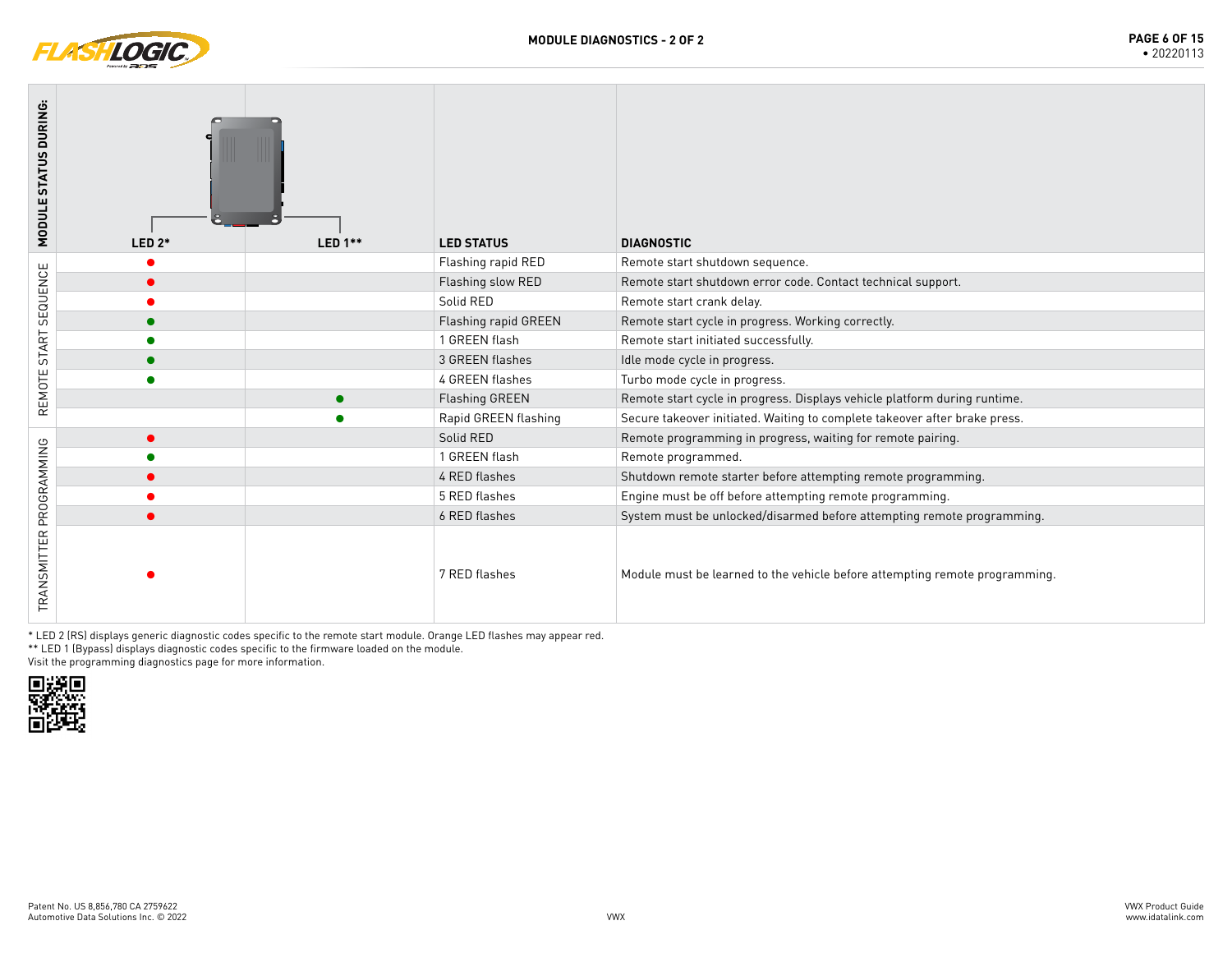# MODULE DIAGNOSTICS - 2 OF 2

| MODULE STATUS DURING: | LED 2* | LED 1** | LED STATUS | DIAGNOSTIC |
|---|---|---|---|---|
| REMOTE START SEQUENCE | ● (red) | | Flashing rapid RED | Remote start shutdown sequence. |
| | ● (red) | | Flashing slow RED | Remote start shutdown error code. Contact technical support. |
| | ● (red) | | Solid RED | Remote start crank delay. |
| | ● (green) | | Flashing rapid GREEN | Remote start cycle in progress. Working correctly. |
| | ● (green) | | 1 GREEN flash | Remote start initiated successfully. |
| | ● (green) | | 3 GREEN flashes | Idle mode cycle in progress. |
| | ● (green) | | 4 GREEN flashes | Turbo mode cycle in progress. |
| | | ● (green) | Flashing GREEN | Remote start cycle in progress. Displays vehicle platform during runtime. |
| | | ● (green) | Rapid GREEN flashing | Secure takeover initiated. Waiting to complete takeover after brake press. |
| TRANSMITTER PROGRAMMING | ● (red) | | Solid RED | Remote programming in progress, waiting for remote pairing. |
| | ● (green) | | 1 GREEN flash | Remote programmed. |
| | ● (red) | | 4 RED flashes | Shutdown remote starter before attempting remote programming. |
| | ● (red) | | 5 RED flashes | Engine must be off before attempting remote programming. |
| | ● (red) | | 6 RED flashes | System must be unlocked/disarmed before attempting remote programming. |
| | ● (red) | | 7 RED flashes | Module must be learned to the vehicle before attempting remote programming. |

* LED 2 (RS) displays generic diagnostic codes specific to the remote start module. Orange LED flashes may appear red.
** LED 1 (Bypass) displays diagnostic codes specific to the firmware loaded on the module.
Visit the programming diagnostics page for more information.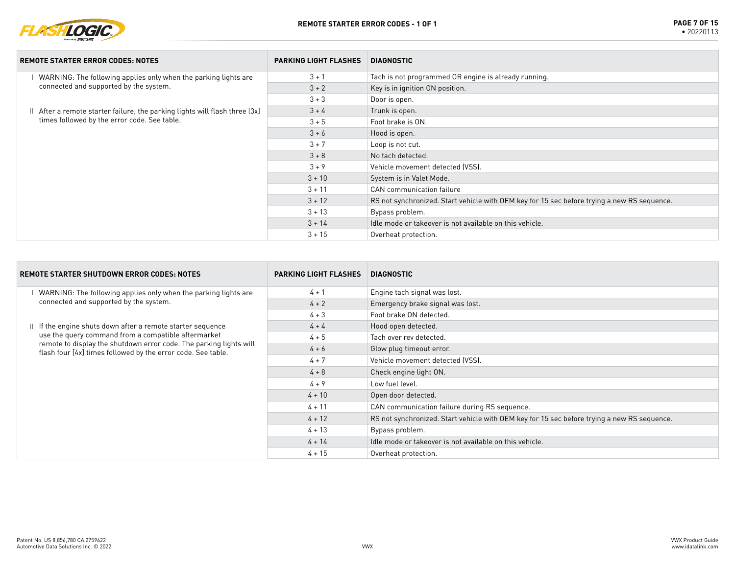## REMOTE STARTER ERROR CODES - 1 OF 1

| REMOTE STARTER ERROR CODES: NOTES | PARKING LIGHT FLASHES | DIAGNOSTIC |
|---|---|---|
| I WARNING: The following applies only when the parking lights are connected and supported by the system. | 3 + 1 | Tach is not programmed OR engine is already running. |
| | 3 + 2 | Key is in ignition ON position. |
| | 3 + 3 | Door is open. |
| II After a remote starter failure, the parking lights will flash three [3x] times followed by the error code. See table. | 3 + 4 | Trunk is open. |
| | 3 + 5 | Foot brake is ON. |
| | 3 + 6 | Hood is open. |
| | 3 + 7 | Loop is not cut. |
| | 3 + 8 | No tach detected. |
| | 3 + 9 | Vehicle movement detected (VSS). |
| | 3 + 10 | System is in Valet Mode. |
| | 3 + 11 | CAN communication failure |
| | 3 + 12 | RS not synchronized. Start vehicle with OEM key for 15 sec before trying a new RS sequence. |
| | 3 + 13 | Bypass problem. |
| | 3 + 14 | Idle mode or takeover is not available on this vehicle. |
| | 3 + 15 | Overheat protection. |

| REMOTE STARTER SHUTDOWN ERROR CODES: NOTES | PARKING LIGHT FLASHES | DIAGNOSTIC |
|---|---|---|
| I WARNING: The following applies only when the parking lights are connected and supported by the system. | 4 + 1 | Engine tach signal was lost. |
| | 4 + 2 | Emergency brake signal was lost. |
| | 4 + 3 | Foot brake ON detected. |
| II If the engine shuts down after a remote starter sequence use the query command from a compatible aftermarket remote to display the shutdown error code. The parking lights will flash four [4x] times followed by the error code. See table. | 4 + 4 | Hood open detected. |
| | 4 + 5 | Tach over rev detected. |
| | 4 + 6 | Glow plug timeout error. |
| | 4 + 7 | Vehicle movement detected (VSS). |
| | 4 + 8 | Check engine light ON. |
| | 4 + 9 | Low fuel level. |
| | 4 + 10 | Open door detected. |
| | 4 + 11 | CAN communication failure during RS sequence. |
| | 4 + 12 | RS not synchronized. Start vehicle with OEM key for 15 sec before trying a new RS sequence. |
| | 4 + 13 | Bypass problem. |
| | 4 + 14 | Idle mode or takeover is not available on this vehicle. |
| | 4 + 15 | Overheat protection. |

Patent No. US 8,856,780 CA 2759622
Automotive Data Solutions Inc. © 2022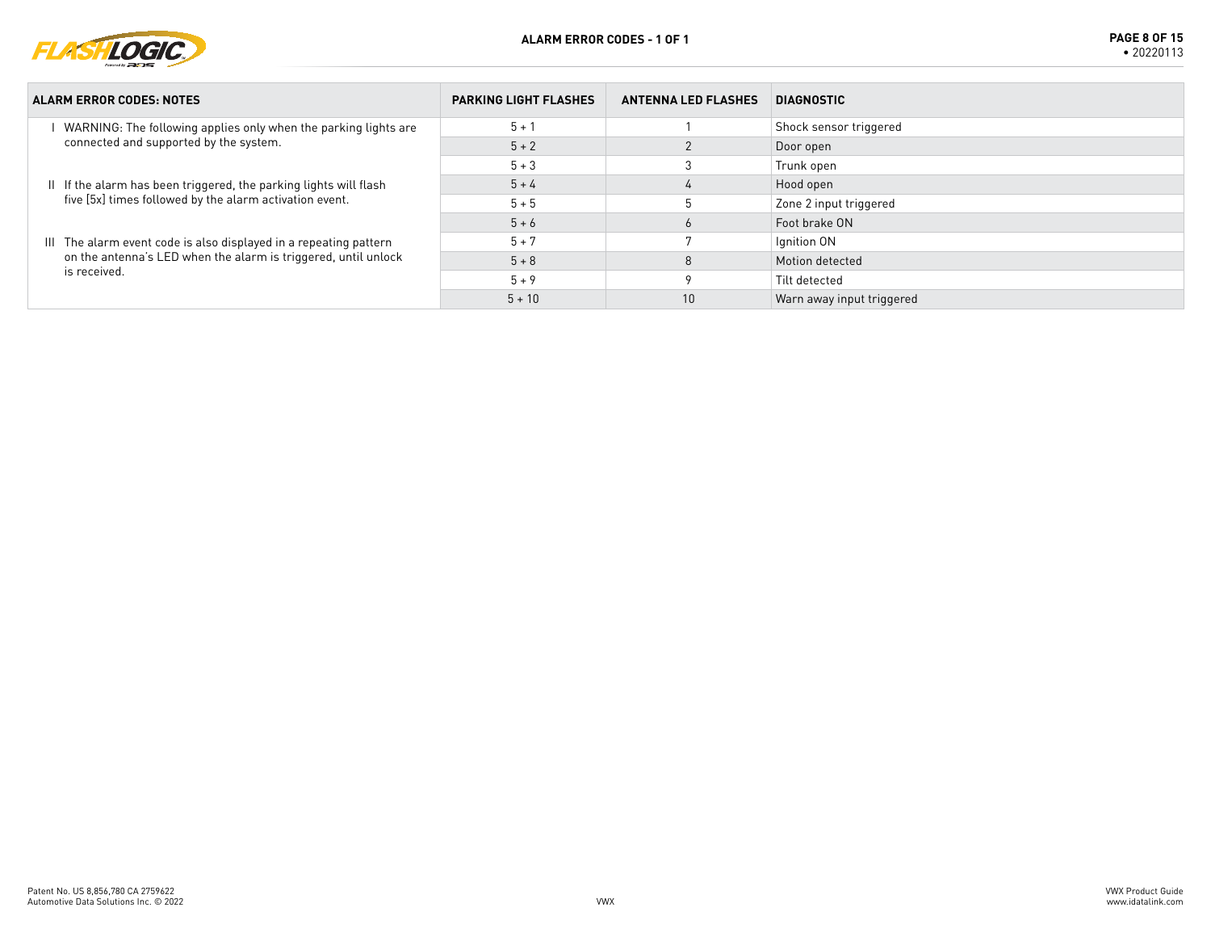## ALARM ERROR CODES - 1 OF 1

| ALARM ERROR CODES: NOTES | PARKING LIGHT FLASHES | ANTENNA LED FLASHES | DIAGNOSTIC |
|---|---|---|---|
| I WARNING: The following applies only when the parking lights are connected and supported by the system. | 5 + 1 | 1 | Shock sensor triggered |
| | 5 + 2 | 2 | Door open |
| | 5 + 3 | 3 | Trunk open |
| II If the alarm has been triggered, the parking lights will flash five [5x] times followed by the alarm activation event. | 5 + 4 | 4 | Hood open |
| | 5 + 5 | 5 | Zone 2 input triggered |
| | 5 + 6 | 6 | Foot brake ON |
| III The alarm event code is also displayed in a repeating pattern on the antenna's LED when the alarm is triggered, until unlock is received. | 5 + 7 | 7 | Ignition ON |
| | 5 + 8 | 8 | Motion detected |
| | 5 + 9 | 9 | Tilt detected |
| | 5 + 10 | 10 | Warn away input triggered |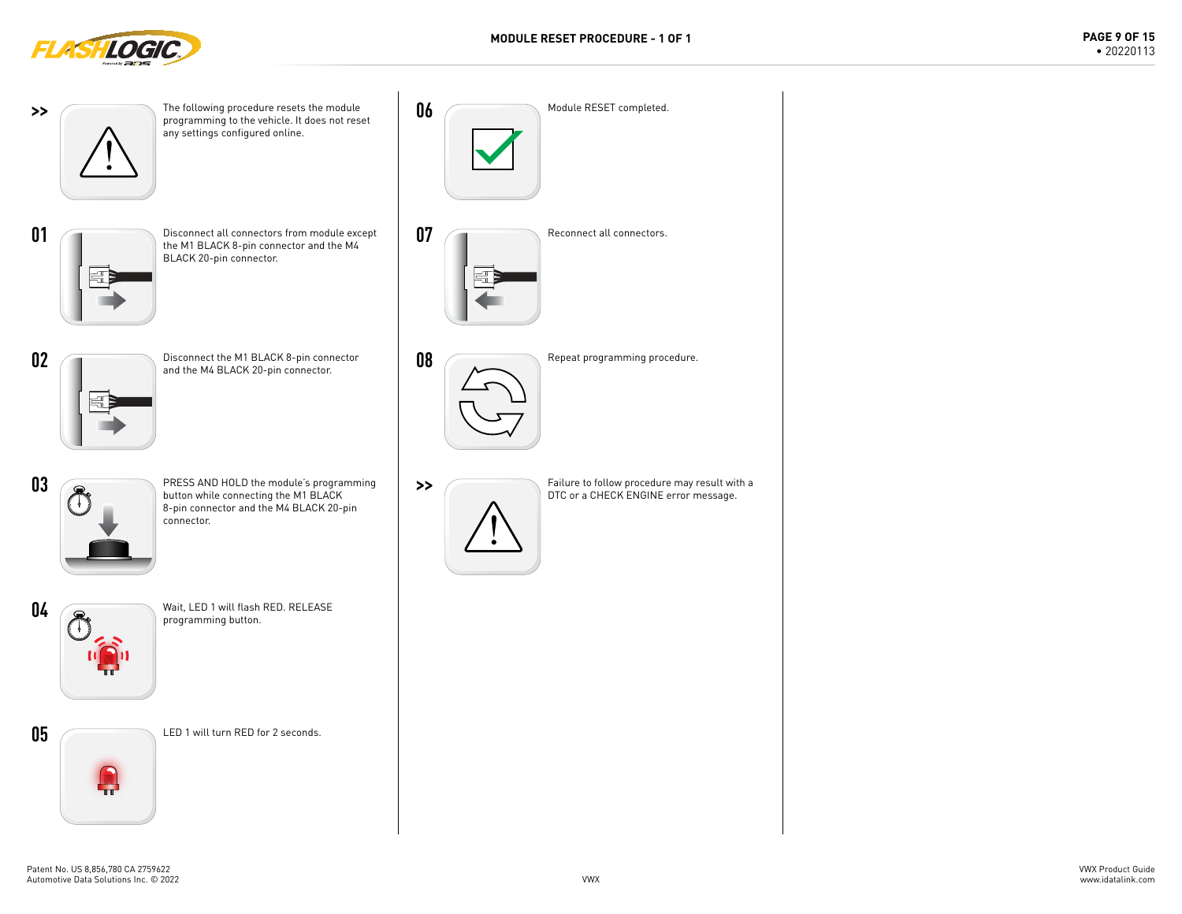# MODULE RESET PROCEDURE - 1 OF 1

>> The following procedure resets the module programming to the vehicle. It does not reset any settings configured online.

**01** Disconnect all connectors from module except the M1 BLACK 8-pin connector and the M4 BLACK 20-pin connector.

**02** Disconnect the M1 BLACK 8-pin connector and the M4 BLACK 20-pin connector.

**03** PRESS AND HOLD the module's programming button while connecting the M1 BLACK 8-pin connector and the M4 BLACK 20-pin connector.

**04** Wait, LED 1 will flash RED. RELEASE programming button.

**05** LED 1 will turn RED for 2 seconds.

**06** Module RESET completed.

**07** Reconnect all connectors.

**08** Repeat programming procedure.

>> Failure to follow procedure may result with a DTC or a CHECK ENGINE error message.

Patent No. US 8,856,780 CA 2759622
Automotive Data Solutions Inc. © 2022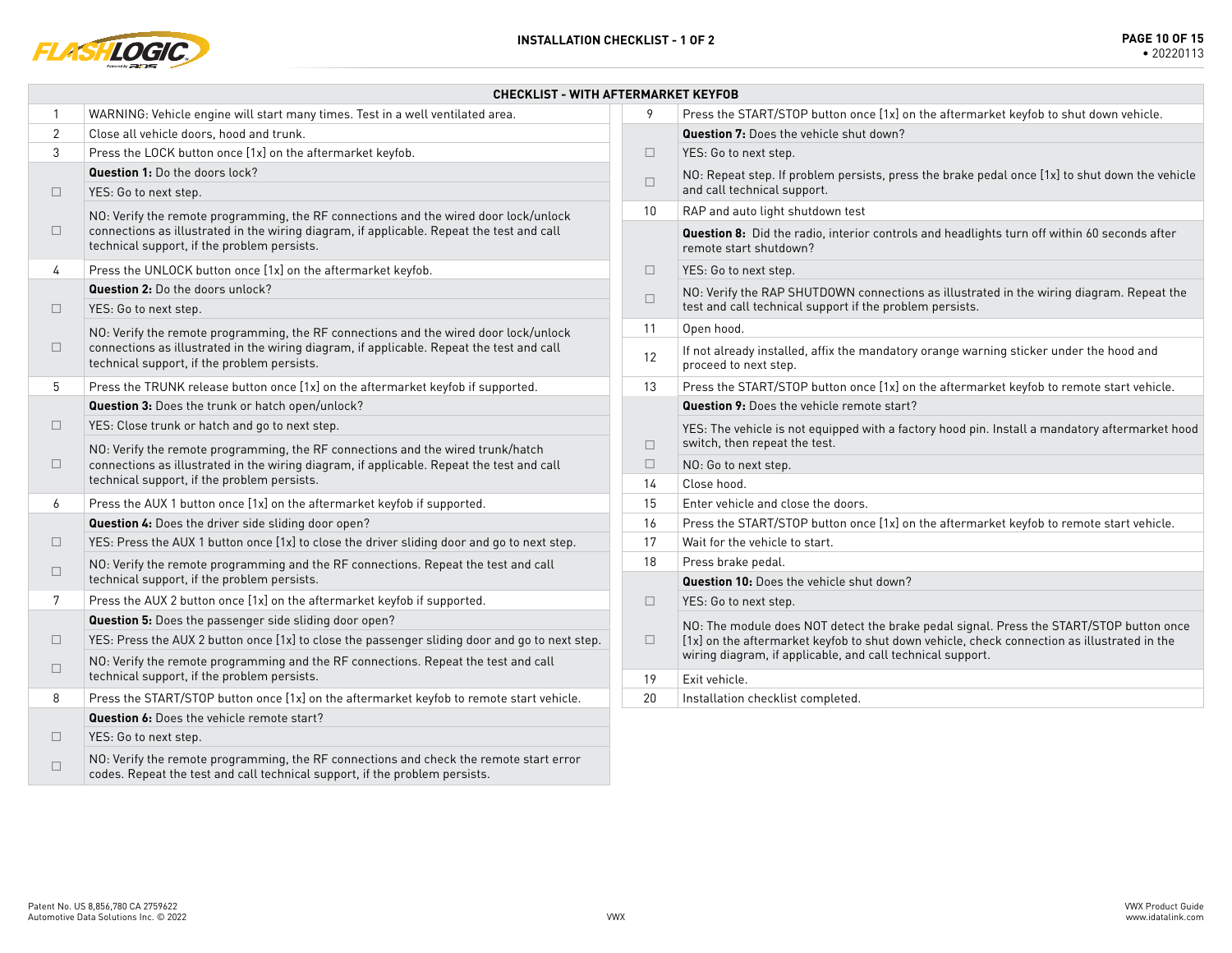## CHECKLIST - WITH AFTERMARKET KEYFOB

| | |
|---|---|
| 1 | WARNING: Vehicle engine will start many times. Test in a well ventilated area. |
| 2 | Close all vehicle doors, hood and trunk. |
| 3 | Press the LOCK button once [1x] on the aftermarket keyfob. |
| | **Question 1:** Do the doors lock? |
| ☐ | YES: Go to next step. |
| ☐ | NO: Verify the remote programming, the RF connections and the wired door lock/unlock connections as illustrated in the wiring diagram, if applicable. Repeat the test and call technical support, if the problem persists. |
| 4 | Press the UNLOCK button once [1x] on the aftermarket keyfob. |
| | **Question 2:** Do the doors unlock? |
| ☐ | YES: Go to next step. |
| ☐ | NO: Verify the remote programming, the RF connections and the wired door lock/unlock connections as illustrated in the wiring diagram, if applicable. Repeat the test and call technical support, if the problem persists. |
| 5 | Press the TRUNK release button once [1x] on the aftermarket keyfob if supported. |
| | **Question 3:** Does the trunk or hatch open/unlock? |
| ☐ | YES: Close trunk or hatch and go to next step. |
| ☐ | NO: Verify the remote programming, the RF connections and the wired trunk/hatch connections as illustrated in the wiring diagram, if applicable. Repeat the test and call technical support, if the problem persists. |
| 6 | Press the AUX 1 button once [1x] on the aftermarket keyfob if supported. |
| | **Question 4:** Does the driver side sliding door open? |
| ☐ | YES: Press the AUX 1 button once [1x] to close the driver sliding door and go to next step. |
| ☐ | NO: Verify the remote programming and the RF connections. Repeat the test and call technical support, if the problem persists. |
| 7 | Press the AUX 2 button once [1x] on the aftermarket keyfob if supported. |
| | **Question 5:** Does the passenger side sliding door open? |
| ☐ | YES: Press the AUX 2 button once [1x] to close the passenger sliding door and go to next step. |
| ☐ | NO: Verify the remote programming and the RF connections. Repeat the test and call technical support, if the problem persists. |
| 8 | Press the START/STOP button once [1x] on the aftermarket keyfob to remote start vehicle. |
| | **Question 6:** Does the vehicle remote start? |
| ☐ | YES: Go to next step. |
| ☐ | NO: Verify the remote programming, the RF connections and check the remote start error codes. Repeat the test and call technical support, if the problem persists. |
| 9 | Press the START/STOP button once [1x] on the aftermarket keyfob to shut down vehicle. |
| | **Question 7:** Does the vehicle shut down? |
| ☐ | YES: Go to next step. |
| ☐ | NO: Repeat step. If problem persists, press the brake pedal once [1x] to shut down the vehicle and call technical support. |
| 10 | RAP and auto light shutdown test |
| | **Question 8:** Did the radio, interior controls and headlights turn off within 60 seconds after remote start shutdown? |
| ☐ | YES: Go to next step. |
| ☐ | NO: Verify the RAP SHUTDOWN connections as illustrated in the wiring diagram. Repeat the test and call technical support if the problem persists. |
| 11 | Open hood. |
| 12 | If not already installed, affix the mandatory orange warning sticker under the hood and proceed to next step. |
| 13 | Press the START/STOP button once [1x] on the aftermarket keyfob to remote start vehicle. |
| | **Question 9:** Does the vehicle remote start? |
| ☐ | YES: The vehicle is not equipped with a factory hood pin. Install a mandatory aftermarket hood switch, then repeat the test. |
| ☐ | NO: Go to next step. |
| 14 | Close hood. |
| 15 | Enter vehicle and close the doors. |
| 16 | Press the START/STOP button once [1x] on the aftermarket keyfob to remote start vehicle. |
| 17 | Wait for the vehicle to start. |
| 18 | Press brake pedal. |
| | **Question 10:** Does the vehicle shut down? |
| ☐ | YES: Go to next step. |
| ☐ | NO: The module does NOT detect the brake pedal signal. Press the START/STOP button once [1x] on the aftermarket keyfob to shut down vehicle, check connection as illustrated in the wiring diagram, if applicable, and call technical support. |
| 19 | Exit vehicle. |
| 20 | Installation checklist completed. |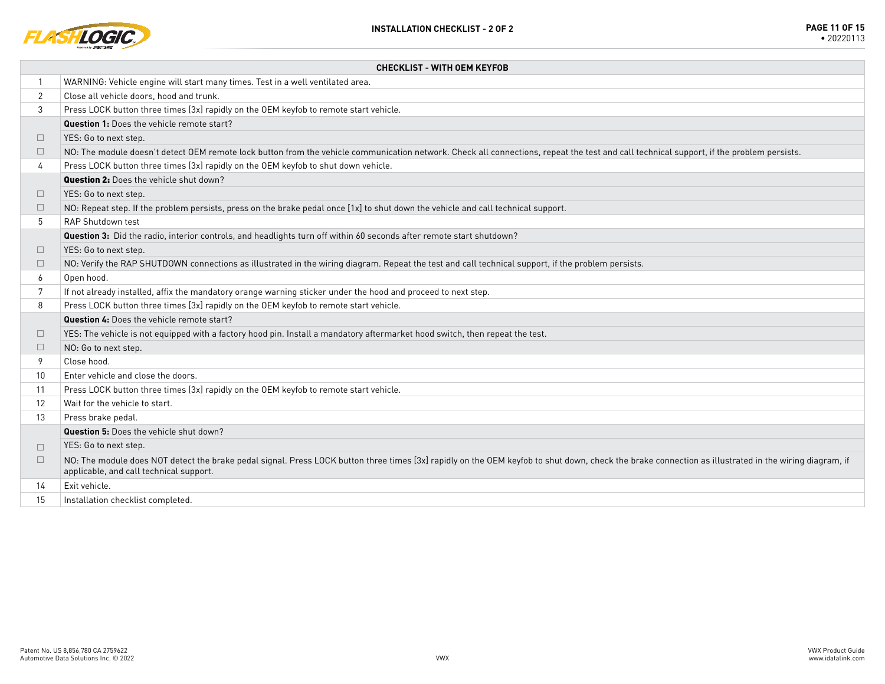# INSTALLATION CHECKLIST - 2 OF 2

| | CHECKLIST - WITH OEM KEYFOB |
|---|---|
| 1 | WARNING: Vehicle engine will start many times. Test in a well ventilated area. |
| 2 | Close all vehicle doors, hood and trunk. |
| 3 | Press LOCK button three times [3x] rapidly on the OEM keyfob to remote start vehicle. |
| | **Question 1:** Does the vehicle remote start? |
| ☐ | YES: Go to next step. |
| ☐ | NO: The module doesn't detect OEM remote lock button from the vehicle communication network. Check all connections, repeat the test and call technical support, if the problem persists. |
| 4 | Press LOCK button three times [3x] rapidly on the OEM keyfob to shut down vehicle. |
| | **Question 2:** Does the vehicle shut down? |
| ☐ | YES: Go to next step. |
| ☐ | NO: Repeat step. If the problem persists, press on the brake pedal once [1x] to shut down the vehicle and call technical support. |
| 5 | RAP Shutdown test |
| | **Question 3:** Did the radio, interior controls, and headlights turn off within 60 seconds after remote start shutdown? |
| ☐ | YES: Go to next step. |
| ☐ | NO: Verify the RAP SHUTDOWN connections as illustrated in the wiring diagram. Repeat the test and call technical support, if the problem persists. |
| 6 | Open hood. |
| 7 | If not already installed, affix the mandatory orange warning sticker under the hood and proceed to next step. |
| 8 | Press LOCK button three times [3x] rapidly on the OEM keyfob to remote start vehicle. |
| | **Question 4:** Does the vehicle remote start? |
| ☐ | YES: The vehicle is not equipped with a factory hood pin. Install a mandatory aftermarket hood switch, then repeat the test. |
| ☐ | NO: Go to next step. |
| 9 | Close hood. |
| 10 | Enter vehicle and close the doors. |
| 11 | Press LOCK button three times [3x] rapidly on the OEM keyfob to remote start vehicle. |
| 12 | Wait for the vehicle to start. |
| 13 | Press brake pedal. |
| | **Question 5:** Does the vehicle shut down? |
| ☐ | YES: Go to next step. |
| ☐ | NO: The module does NOT detect the brake pedal signal. Press LOCK button three times [3x] rapidly on the OEM keyfob to shut down, check the brake connection as illustrated in the wiring diagram, if applicable, and call technical support. |
| 14 | Exit vehicle. |
| 15 | Installation checklist completed. |

Patent No. US 8,856,780 CA 2759622
Automotive Data Solutions Inc. © 2022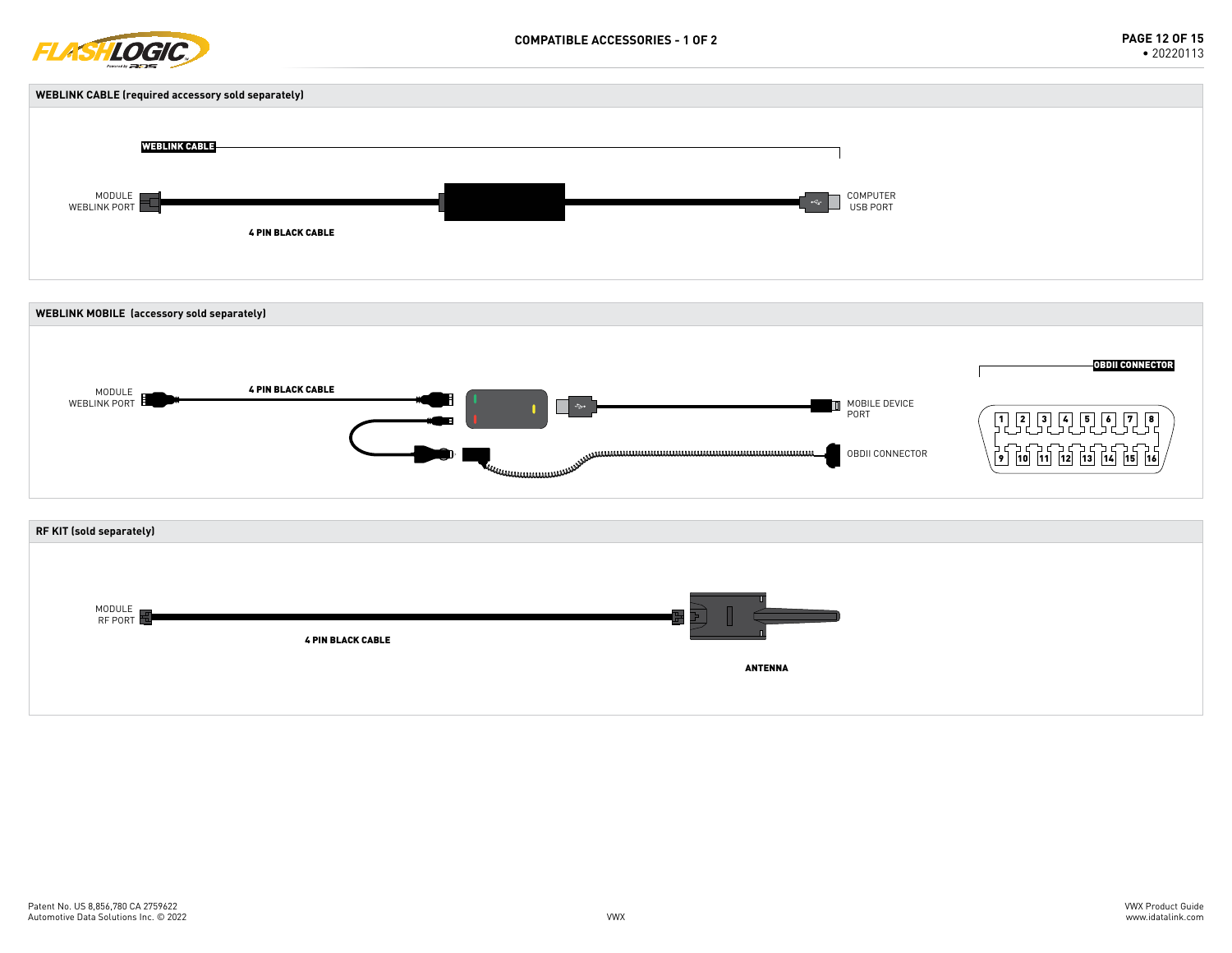## COMPATIBLE ACCESSORIES - 1 OF 2

### WEBLINK CABLE (required accessory sold separately)

WEBLINK CABLE

MODULE WEBLINK PORT

4 PIN BLACK CABLE

COMPUTER USB PORT

### WEBLINK MOBILE (accessory sold separately)

MODULE WEBLINK PORT

4 PIN BLACK CABLE

MOBILE DEVICE PORT

OBDII CONNECTOR

OBDII CONNECTOR

1 2 3 4 5 6 7 8

9 10 11 12 13 14 15 16

### RF KIT (sold separately)

MODULE RF PORT

4 PIN BLACK CABLE

ANTENNA

Patent No. US 8,856,780 CA 2759622
Automotive Data Solutions Inc. © 2022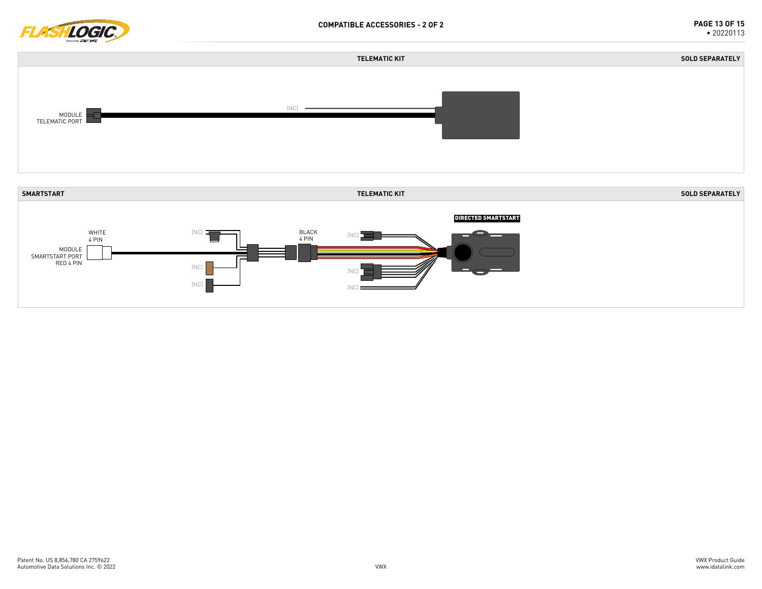## COMPATIBLE ACCESSORIES - 2 OF 2

### TELEMATIC KIT

SOLD SEPARATELY

MODULE
TELEMATIC PORT

(NC)

### SMARTSTART — TELEMATIC KIT

SOLD SEPARATELY

DIRECTED SMARTSTART

WHITE
4 PIN

MODULE
SMARTSTART PORT
RED 4 PIN

(NC)

(NC)

(NC)

BLACK
4 PIN

(NC)

(NC)

(NC)

Patent No. US 8,856,780 CA 2759622
Automotive Data Solutions Inc. © 2022

VWX

VWX Product Guide
www.idatalink.com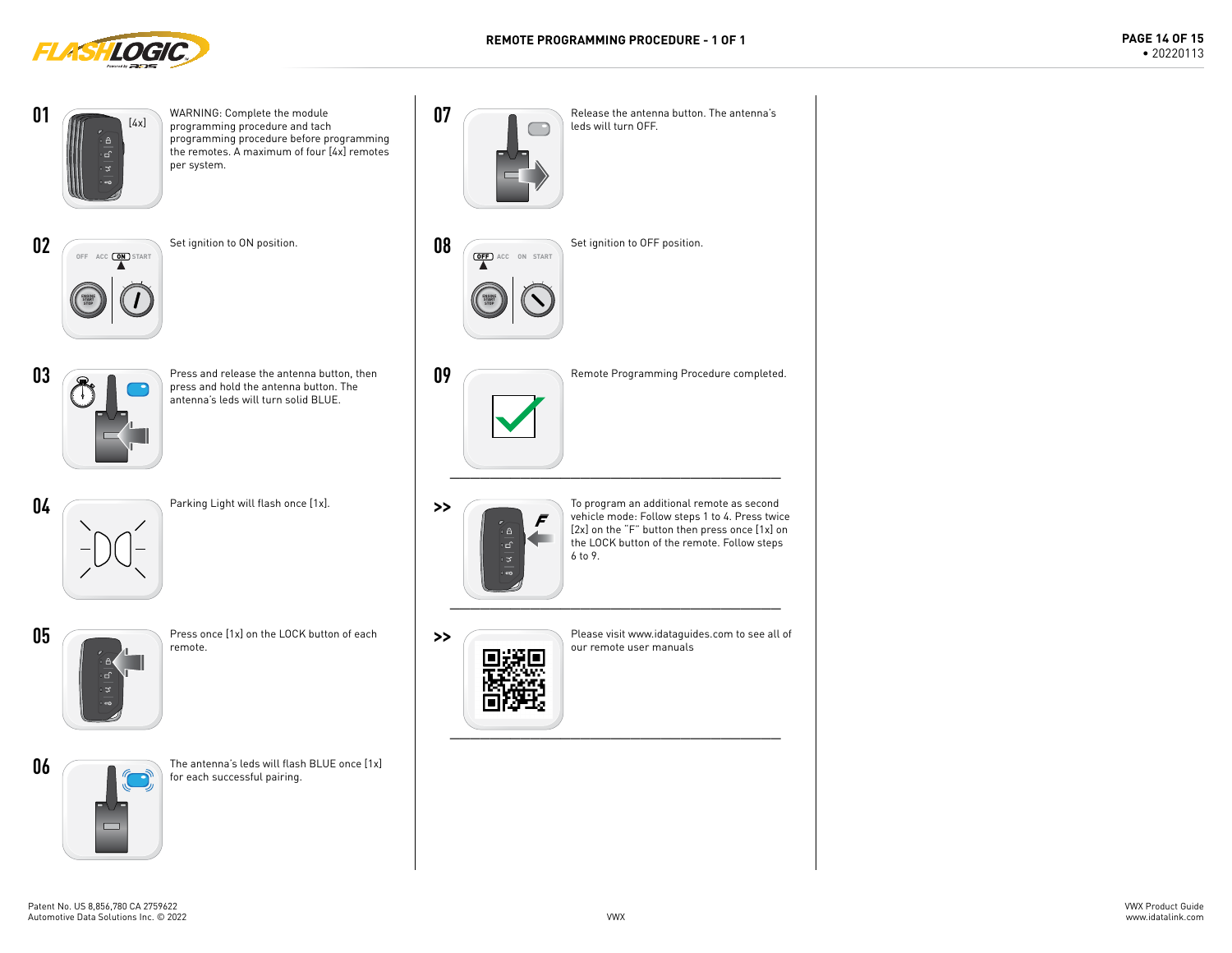# REMOTE PROGRAMMING PROCEDURE - 1 OF 1

**01** [4x] WARNING: Complete the module programming procedure and tach programming procedure before programming the remotes. A maximum of four [4x] remotes per system.

**02** Set ignition to ON position.

**03** Press and release the antenna button, then press and hold the antenna button. The antenna's leds will turn solid BLUE.

**04** Parking Light will flash once [1x].

**05** Press once [1x] on the LOCK button of each remote.

**06** The antenna's leds will flash BLUE once [1x] for each successful pairing.

**07** Release the antenna button. The antenna's leds will turn OFF.

**08** Set ignition to OFF position.

**09** Remote Programming Procedure completed.

---

**>>** To program an additional remote as second vehicle mode: Follow steps 1 to 4. Press twice [2x] on the "F" button then press once [1x] on the LOCK button of the remote. Follow steps 6 to 9.

---

**>>** Please visit www.idataguides.com to see all of our remote user manuals

---

Patent No. US 8,856,780 CA 2759622
Automotive Data Solutions Inc. © 2022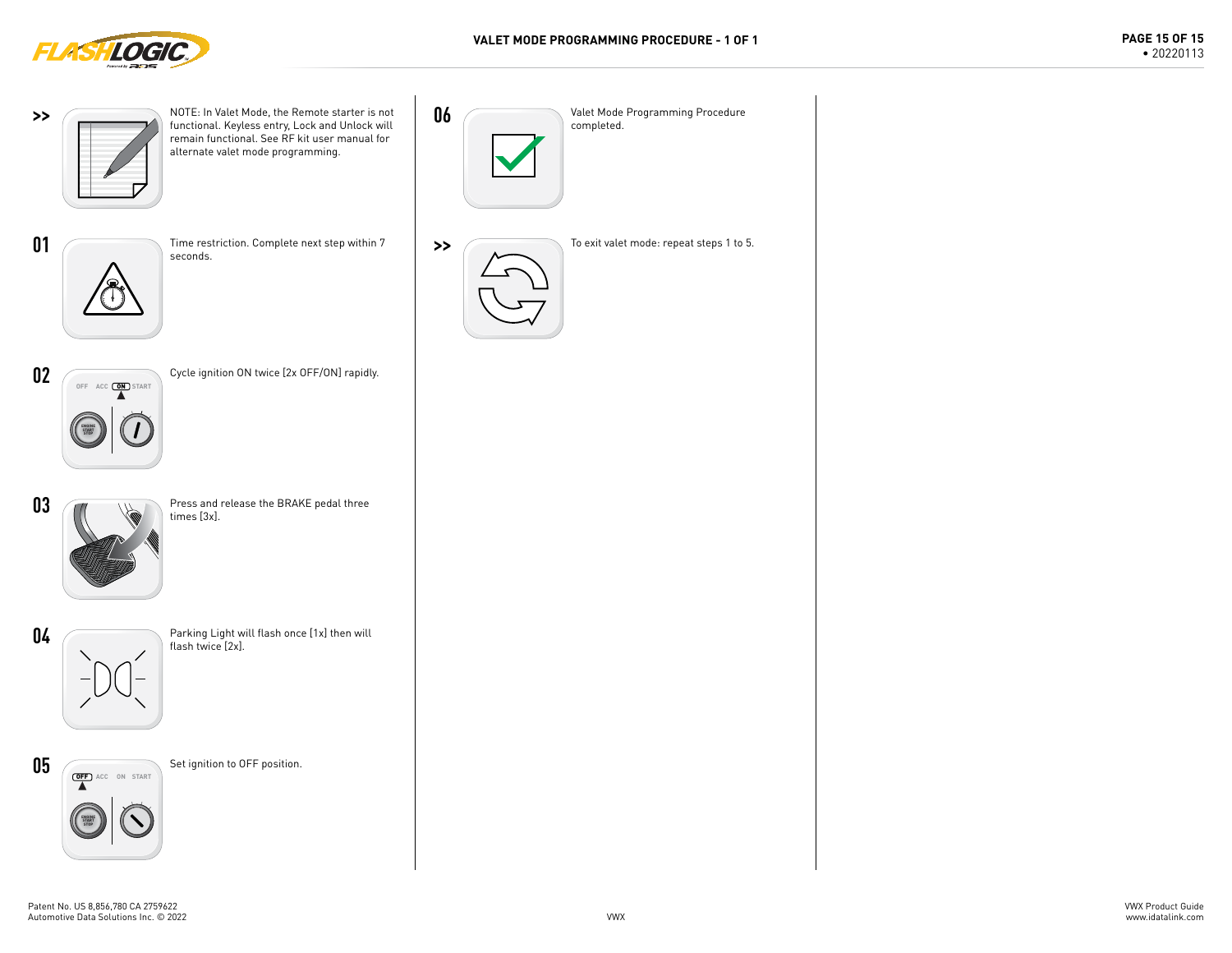# VALET MODE PROGRAMMING PROCEDURE - 1 OF 1

**>>** NOTE: In Valet Mode, the Remote starter is not functional. Keyless entry, Lock and Unlock will remain functional. See RF kit user manual for alternate valet mode programming.

**01** Time restriction. Complete next step within 7 seconds.

**02** Cycle ignition ON twice [2x OFF/ON] rapidly.

OFF ACC ON START

**03** Press and release the BRAKE pedal three times [3x].

**04** Parking Light will flash once [1x] then will flash twice [2x].

**05** Set ignition to OFF position.

OFF ACC ON START

**06** Valet Mode Programming Procedure completed.

**>>** To exit valet mode: repeat steps 1 to 5.

Patent No. US 8,856,780 CA 2759622
Automotive Data Solutions Inc. © 2022